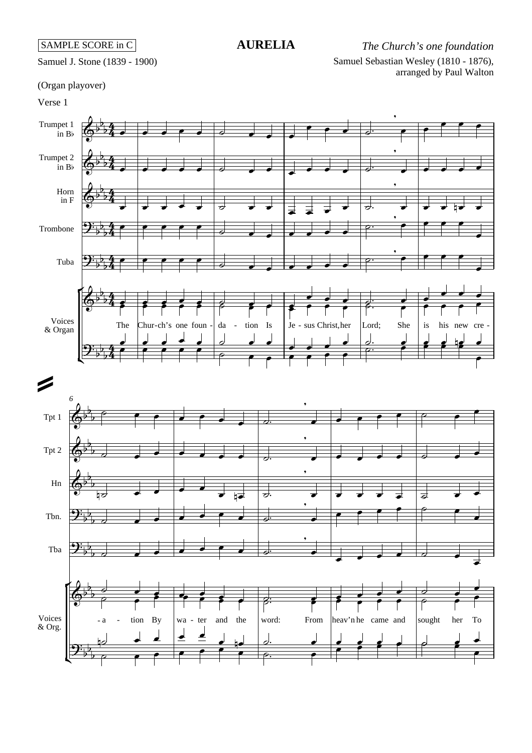SAMPLE SCORE in C

# AURELIA

*The Church's one foundation*

Samuel J. Stone (1839 - 1900)

Samuel Sebastian Wesley (1810 - 1876), arranged by Paul Walton

(Organ playover)

Verse 1

The Chur-ch's one foun - da - tion Is Je - sus Christ, her Lord; She is his new cre - a - tion By wa - ter and the word: From heav'n he came and sought her To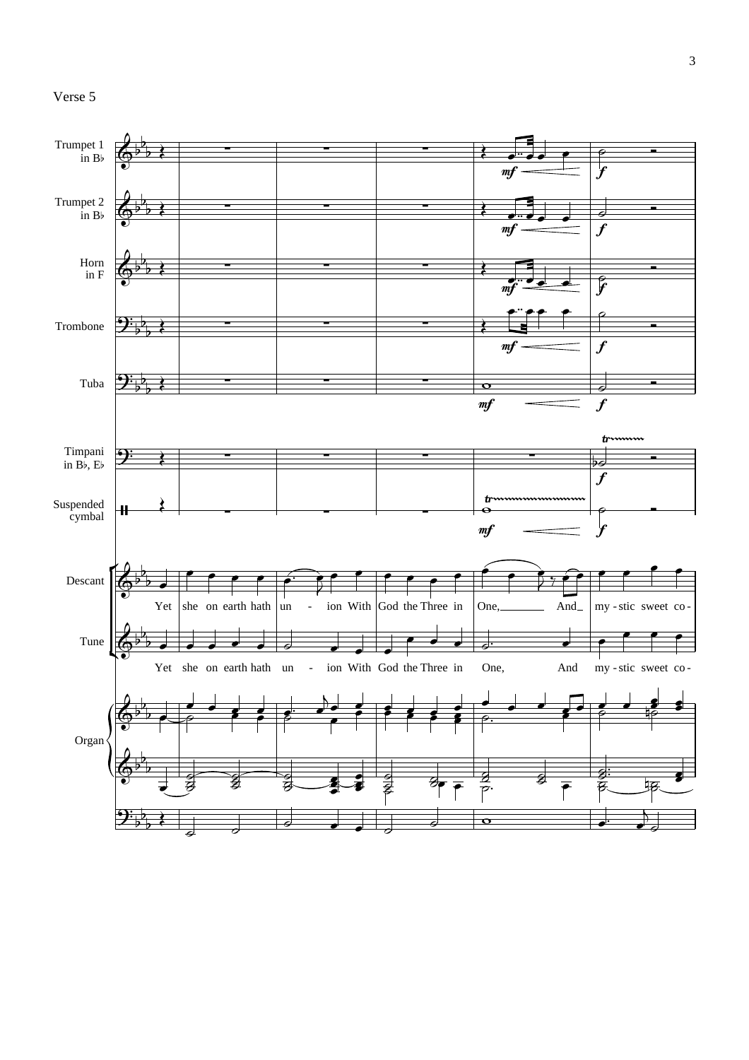Verse 5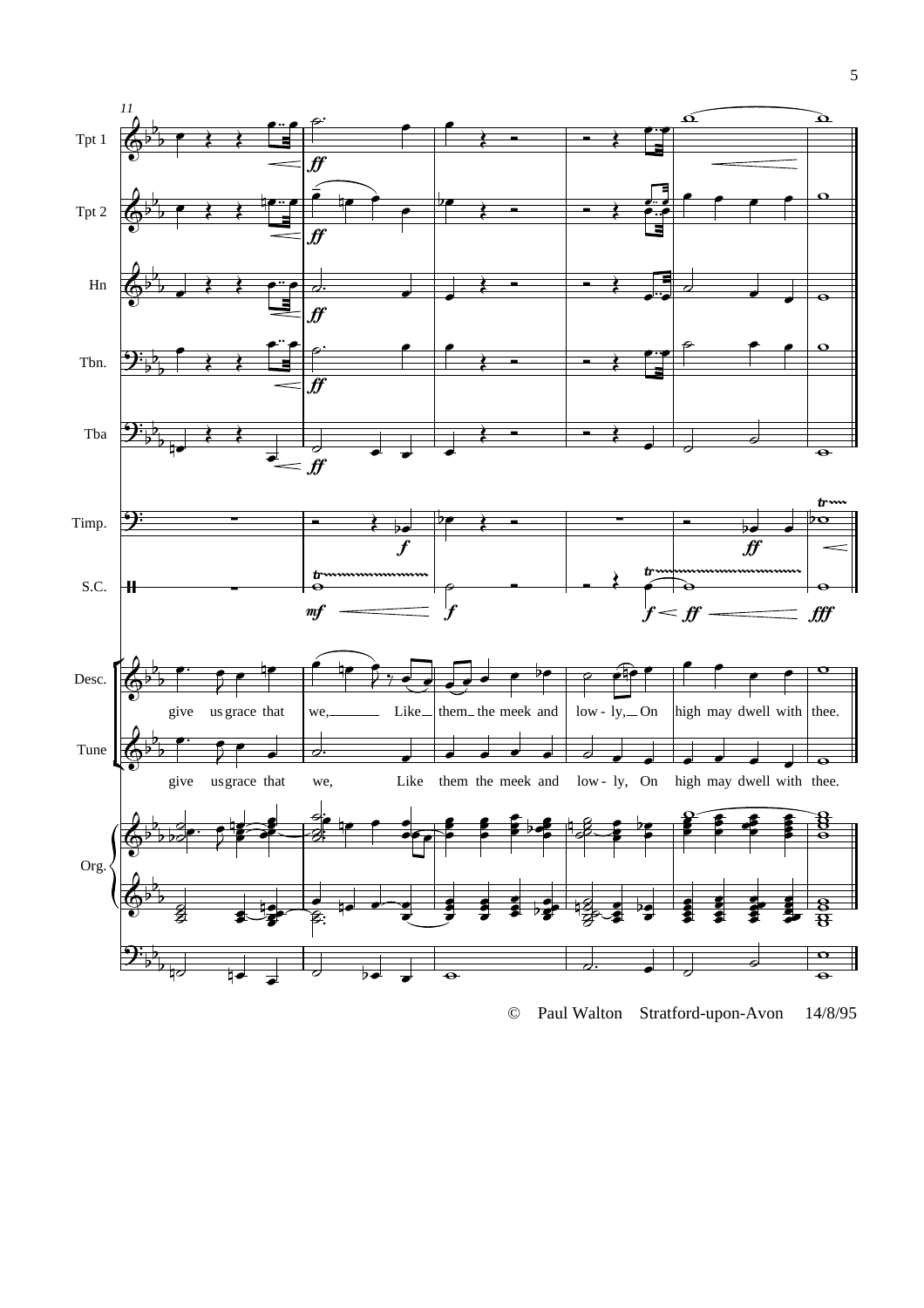Tpt 1

Tpt 2

Hn

Tbn.

Tba

Timp.

S.C.

Desc.

give us grace that we, Like them the meek and low - ly, On high may dwell with thee.

Tune

give us grace that we, Like them the meek and low - ly, On high may dwell with thee.

Org.

© Paul Walton Stratford-upon-Avon 14/8/95